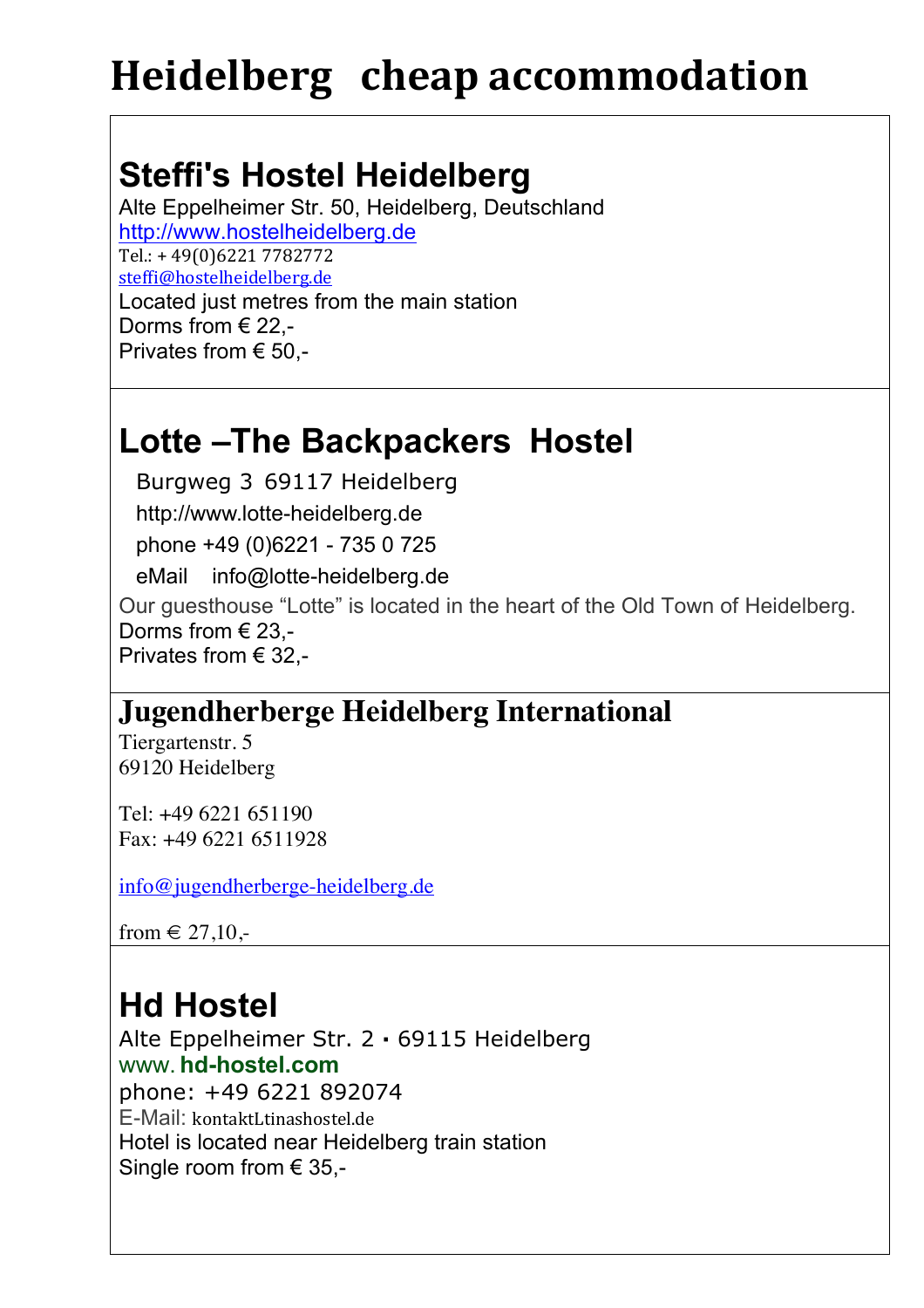# Heidelberg  cheap accommodation

## Steffi's Hostel Heidelberg

Alte Eppelheimer Str. 50, Heidelberg, Deutschland
http://www.hostelheidelberg.de
Tel.: + 49(0)6221 7782772
steffi@hostelheidelberg.de
Located just metres from the main station
Dorms from € 22,-
Privates from € 50,-

## Lotte –The Backpackers  Hostel

Burgweg 3  69117 Heidelberg
http://www.lotte-heidelberg.de
phone +49 (0)6221 - 735 0 725
eMail    info@lotte-heidelberg.de
Our guesthouse “Lotte” is located in the heart of the Old Town of Heidelberg.
Dorms from € 23,-
Privates from € 32,-

## Jugendherberge Heidelberg International

Tiergartenstr. 5
69120 Heidelberg

Tel: +49 6221 651190
Fax: +49 6221 6511928

info@jugendherberge-heidelberg.de

from € 27,10,-

## Hd Hostel

Alte Eppelheimer Str. 2 ▪ 69115 Heidelberg
www. **hd-hostel.com**
phone: +49 6221 892074
E-Mail: kontaktLtinashostel.de
Hotel is located near Heidelberg train station
Single room from € 35,-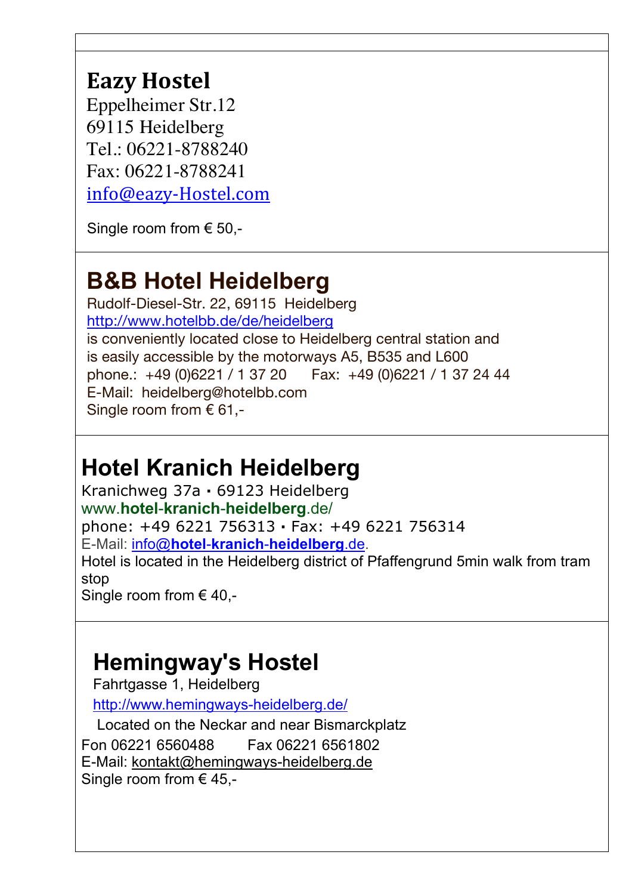## Eazy Hostel

Eppelheimer Str.12
69115 Heidelberg
Tel.: 06221-8788240
Fax: 06221-8788241
info@eazy-Hostel.com

Single room from € 50,-

## B&B Hotel Heidelberg

Rudolf-Diesel-Str. 22, 69115 Heidelberg
http://www.hotelbb.de/de/heidelberg
is conveniently located close to Heidelberg central station and is easily accessible by the motorways A5, B535 and L600
phone.: +49 (0)6221 / 1 37 20 Fax: +49 (0)6221 / 1 37 24 44
E-Mail: heidelberg@hotelbb.com
Single room from € 61,-

## Hotel Kranich Heidelberg

Kranichweg 37a ▪ 69123 Heidelberg
www.**hotel-kranich-heidelberg**.de/
phone: +49 6221 756313 ▪ Fax: +49 6221 756314
E-Mail: info@**hotel-kranich-heidelberg**.de.
Hotel is located in the Heidelberg district of Pfaffengrund 5min walk from tram stop
Single room from € 40,-

## Hemingway's Hostel

Fahrtgasse 1, Heidelberg
http://www.hemingways-heidelberg.de/
Located on the Neckar and near Bismarckplatz
Fon 06221 6560488 Fax 06221 6561802
E-Mail: kontakt@hemingways-heidelberg.de
Single room from € 45,-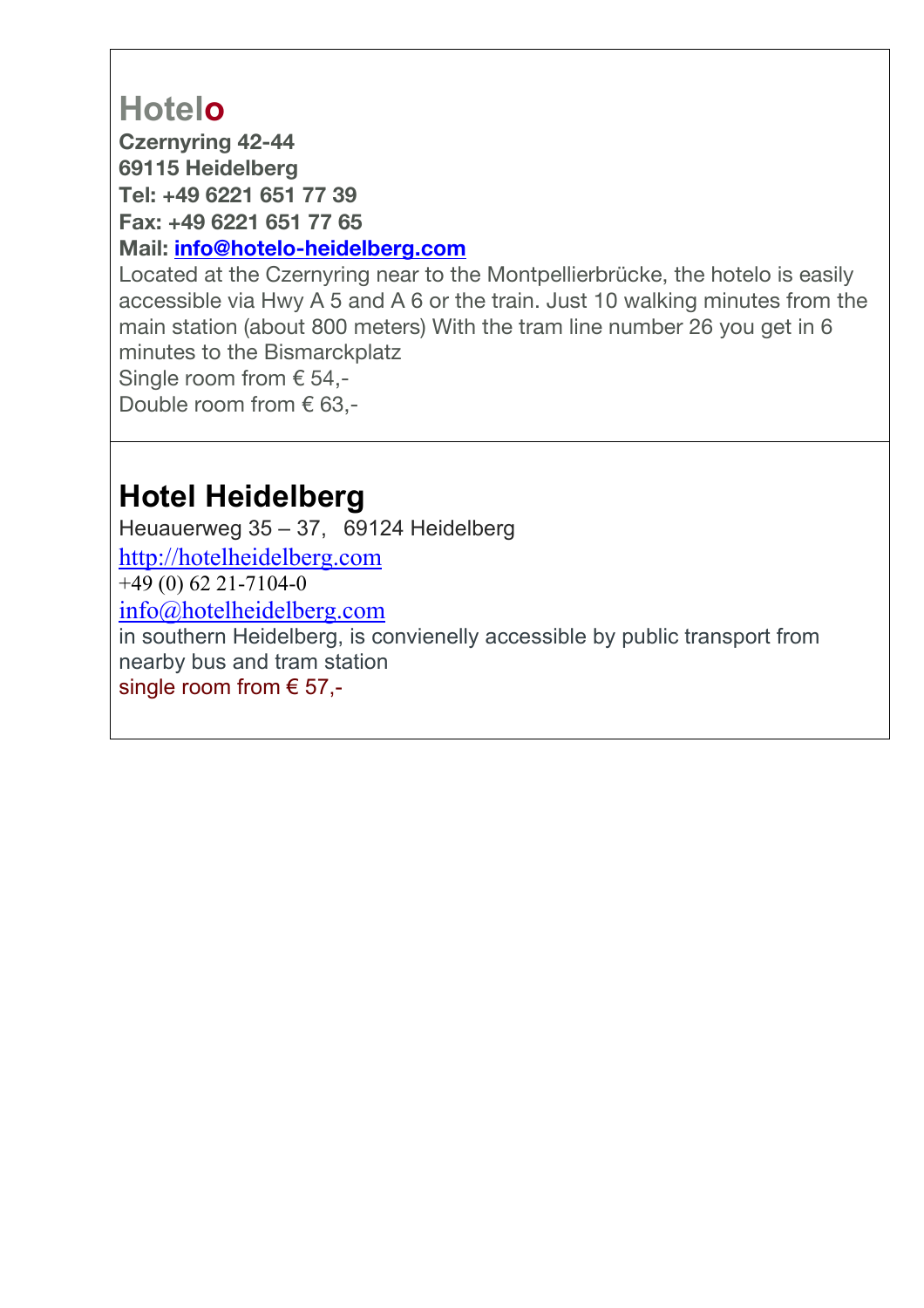## Hotelo

**Czernyring 42-44**
**69115 Heidelberg**
**Tel: +49 6221 651 77 39**
**Fax: +49 6221 651 77 65**
**Mail: info@hotelo-heidelberg.com**

Located at the Czernyring near to the Montpellierbrücke, the hotelo is easily accessible via Hwy A 5 and A 6 or the train. Just 10 walking minutes from the main station (about 800 meters) With the tram line number 26 you get in 6 minutes to the Bismarckplatz

Single room from € 54,-
Double room from € 63,-

## Hotel Heidelberg

Heuauerweg 35 – 37, 69124 Heidelberg
http://hotelheidelberg.com
+49 (0) 62 21-7104-0
info@hotelheidelberg.com
in southern Heidelberg, is convienelly accessible by public transport from nearby bus and tram station
single room from € 57,-